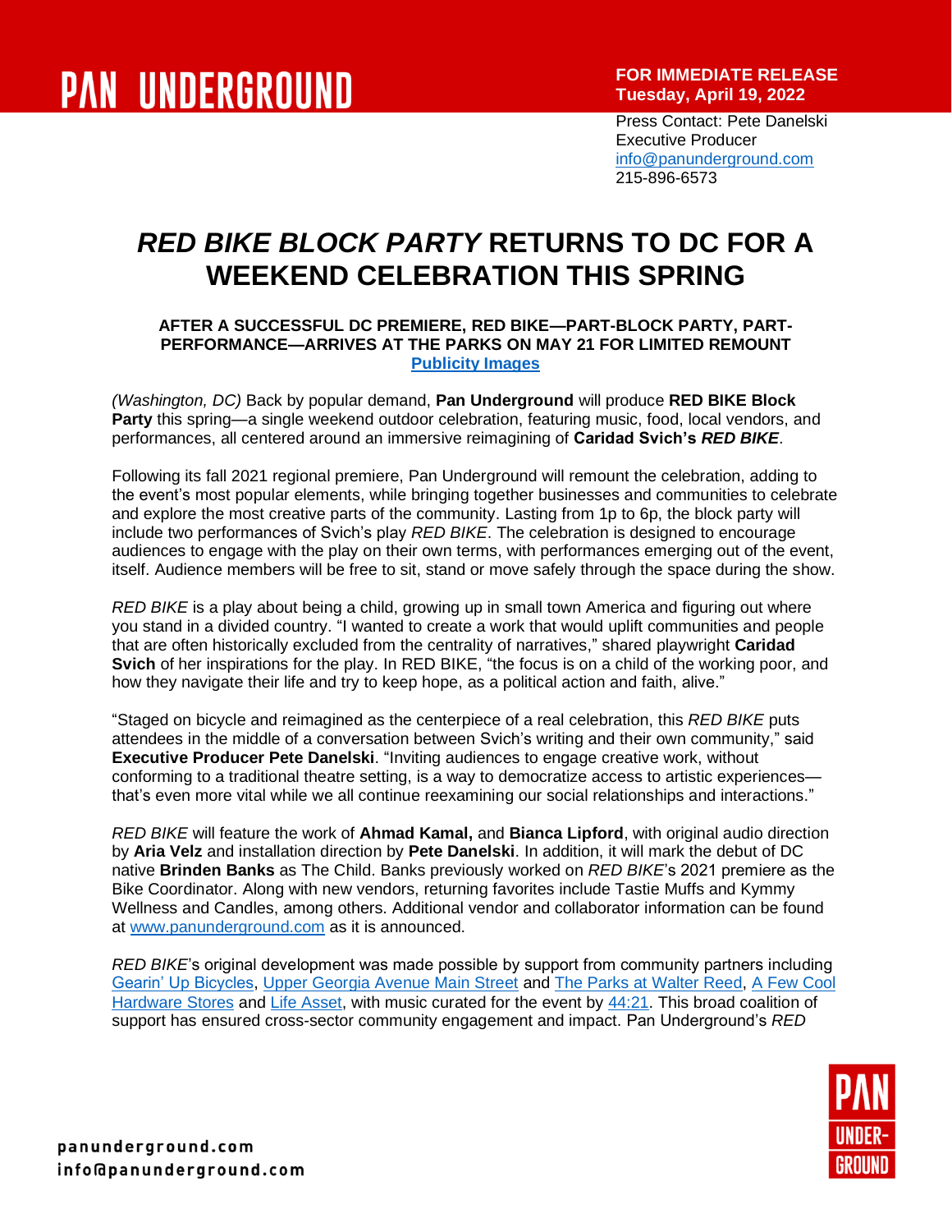PAN UNDERGROUND

**FOR IMMEDIATE RELEASE**
**Tuesday, April 19, 2022**

Press Contact: Pete Danelski
Executive Producer
info@panunderground.com
215-896-6573

# *RED BIKE BLOCK PARTY* RETURNS TO DC FOR A WEEKEND CELEBRATION THIS SPRING

**AFTER A SUCCESSFUL DC PREMIERE, RED BIKE—PART-BLOCK PARTY, PART-PERFORMANCE—ARRIVES AT THE PARKS ON MAY 21 FOR LIMITED REMOUNT**
**Publicity Images**

*(Washington, DC)* Back by popular demand, **Pan Underground** will produce **RED BIKE Block Party** this spring—a single weekend outdoor celebration, featuring music, food, local vendors, and performances, all centered around an immersive reimagining of **Caridad Svich's *RED BIKE***.

Following its fall 2021 regional premiere, Pan Underground will remount the celebration, adding to the event's most popular elements, while bringing together businesses and communities to celebrate and explore the most creative parts of the community. Lasting from 1p to 6p, the block party will include two performances of Svich's play *RED BIKE*. The celebration is designed to encourage audiences to engage with the play on their own terms, with performances emerging out of the event, itself. Audience members will be free to sit, stand or move safely through the space during the show.

*RED BIKE* is a play about being a child, growing up in small town America and figuring out where you stand in a divided country. "I wanted to create a work that would uplift communities and people that are often historically excluded from the centrality of narratives," shared playwright **Caridad Svich** of her inspirations for the play. In RED BIKE, "the focus is on a child of the working poor, and how they navigate their life and try to keep hope, as a political action and faith, alive."

"Staged on bicycle and reimagined as the centerpiece of a real celebration, this *RED BIKE* puts attendees in the middle of a conversation between Svich's writing and their own community," said **Executive Producer Pete Danelski**. "Inviting audiences to engage creative work, without conforming to a traditional theatre setting, is a way to democratize access to artistic experiences—that's even more vital while we all continue reexamining our social relationships and interactions."

*RED BIKE* will feature the work of **Ahmad Kamal,** and **Bianca Lipford**, with original audio direction by **Aria Velz** and installation direction by **Pete Danelski**. In addition, it will mark the debut of DC native **Brinden Banks** as The Child. Banks previously worked on *RED BIKE*'s 2021 premiere as the Bike Coordinator. Along with new vendors, returning favorites include Tastie Muffs and Kymmy Wellness and Candles, among others. Additional vendor and collaborator information can be found at www.panunderground.com as it is announced.

*RED BIKE*'s original development was made possible by support from community partners including Gearin' Up Bicycles, Upper Georgia Avenue Main Street and The Parks at Walter Reed, A Few Cool Hardware Stores and Life Asset, with music curated for the event by 44:21. This broad coalition of support has ensured cross-sector community engagement and impact. Pan Underground's *RED*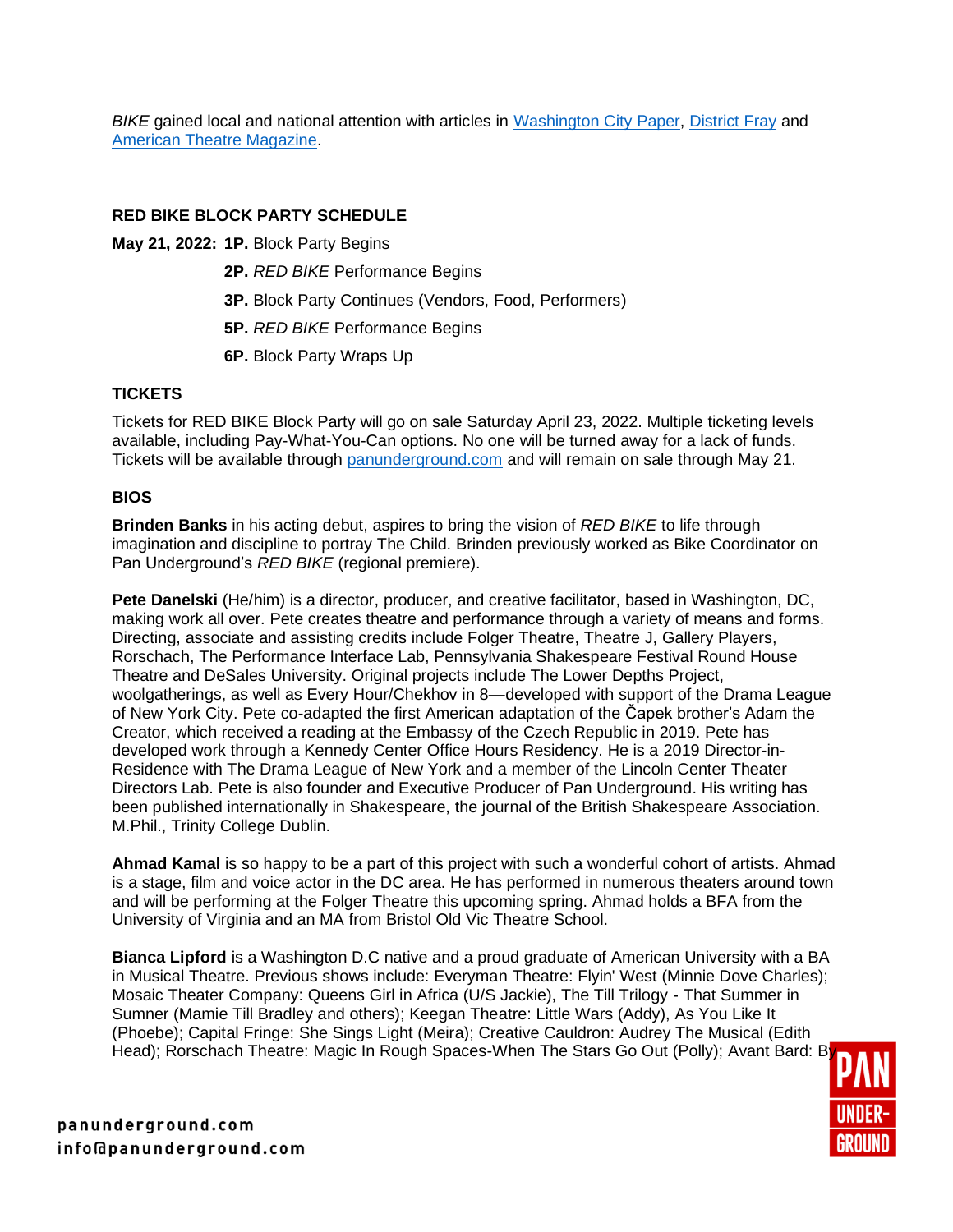*BIKE* gained local and national attention with articles in [Washington City Paper](), [District Fray]() and [American Theatre Magazine]().

**RED BIKE BLOCK PARTY SCHEDULE**

**May 21, 2022:** **1P.** Block Party Begins

**2P.** *RED BIKE* Performance Begins

**3P.** Block Party Continues (Vendors, Food, Performers)

**5P.** *RED BIKE* Performance Begins

**6P.** Block Party Wraps Up

**TICKETS**

Tickets for RED BIKE Block Party will go on sale Saturday April 23, 2022. Multiple ticketing levels available, including Pay-What-You-Can options. No one will be turned away for a lack of funds. Tickets will be available through panunderground.com and will remain on sale through May 21.

**BIOS**

**Brinden Banks** in his acting debut, aspires to bring the vision of *RED BIKE* to life through imagination and discipline to portray The Child. Brinden previously worked as Bike Coordinator on Pan Underground's *RED BIKE* (regional premiere).

**Pete Danelski** (He/him) is a director, producer, and creative facilitator, based in Washington, DC, making work all over. Pete creates theatre and performance through a variety of means and forms. Directing, associate and assisting credits include Folger Theatre, Theatre J, Gallery Players, Rorschach, The Performance Interface Lab, Pennsylvania Shakespeare Festival Round House Theatre and DeSales University. Original projects include The Lower Depths Project, woolgatherings, as well as Every Hour/Chekhov in 8—developed with support of the Drama League of New York City. Pete co-adapted the first American adaptation of the Čapek brother's Adam the Creator, which received a reading at the Embassy of the Czech Republic in 2019. Pete has developed work through a Kennedy Center Office Hours Residency. He is a 2019 Director-in-Residence with The Drama League of New York and a member of the Lincoln Center Theater Directors Lab. Pete is also founder and Executive Producer of Pan Underground. His writing has been published internationally in Shakespeare, the journal of the British Shakespeare Association. M.Phil., Trinity College Dublin.

**Ahmad Kamal** is so happy to be a part of this project with such a wonderful cohort of artists. Ahmad is a stage, film and voice actor in the DC area. He has performed in numerous theaters around town and will be performing at the Folger Theatre this upcoming spring. Ahmad holds a BFA from the University of Virginia and an MA from Bristol Old Vic Theatre School.

**Bianca Lipford** is a Washington D.C native and a proud graduate of American University with a BA in Musical Theatre. Previous shows include: Everyman Theatre: Flyin' West (Minnie Dove Charles); Mosaic Theater Company: Queens Girl in Africa (U/S Jackie), The Till Trilogy - That Summer in Sumner (Mamie Till Bradley and others); Keegan Theatre: Little Wars (Addy), As You Like It (Phoebe); Capital Fringe: She Sings Light (Meira); Creative Cauldron: Audrey The Musical (Edith Head); Rorschach Theatre: Magic In Rough Spaces-When The Stars Go Out (Polly); Avant Bard: By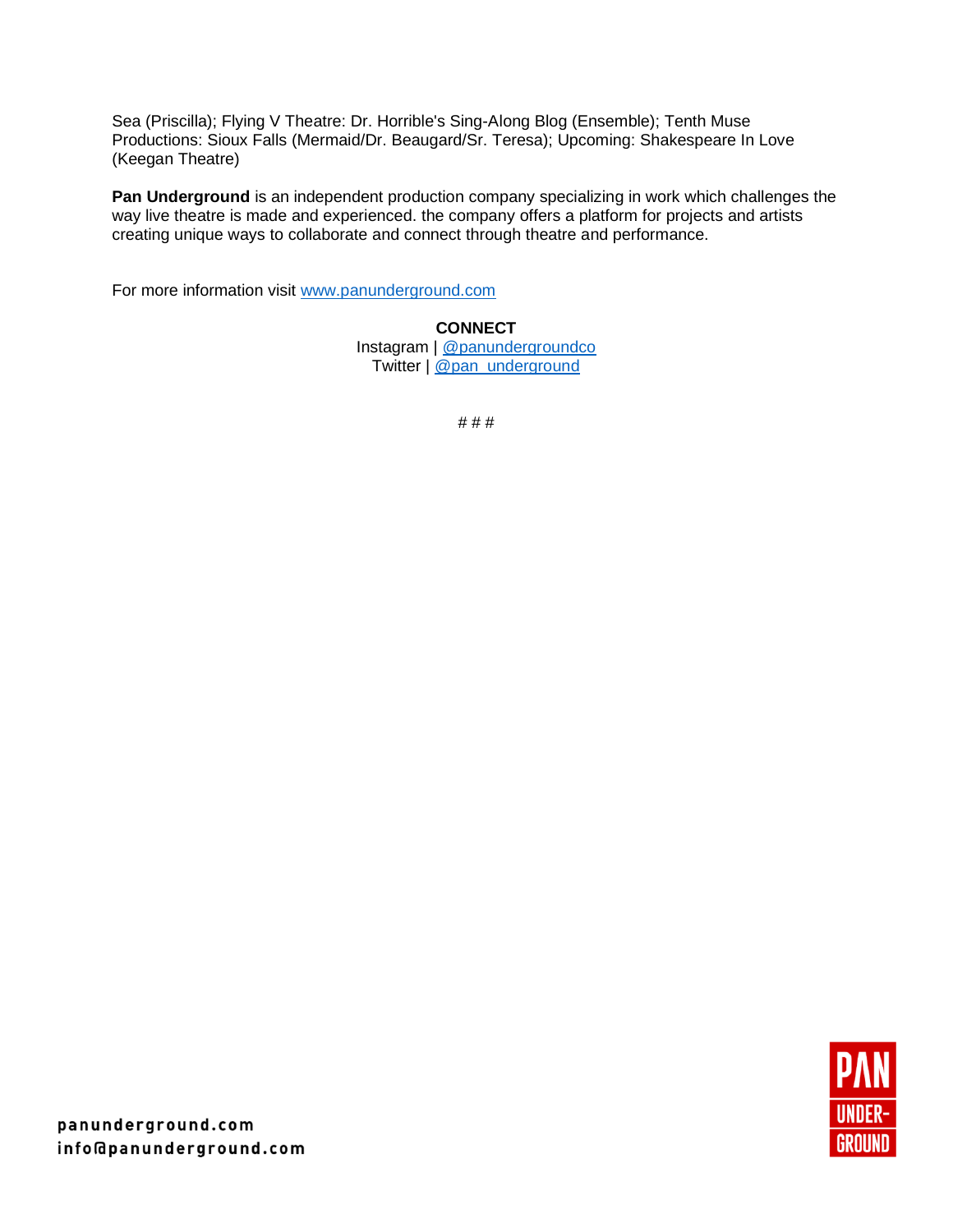Sea (Priscilla); Flying V Theatre: Dr. Horrible's Sing-Along Blog (Ensemble); Tenth Muse Productions: Sioux Falls (Mermaid/Dr. Beaugard/Sr. Teresa); Upcoming: Shakespeare In Love (Keegan Theatre)

**Pan Underground** is an independent production company specializing in work which challenges the way live theatre is made and experienced. the company offers a platform for projects and artists creating unique ways to collaborate and connect through theatre and performance.

For more information visit www.panunderground.com

**CONNECT**
Instagram | @panundergroundco
Twitter | @pan_underground

# # #